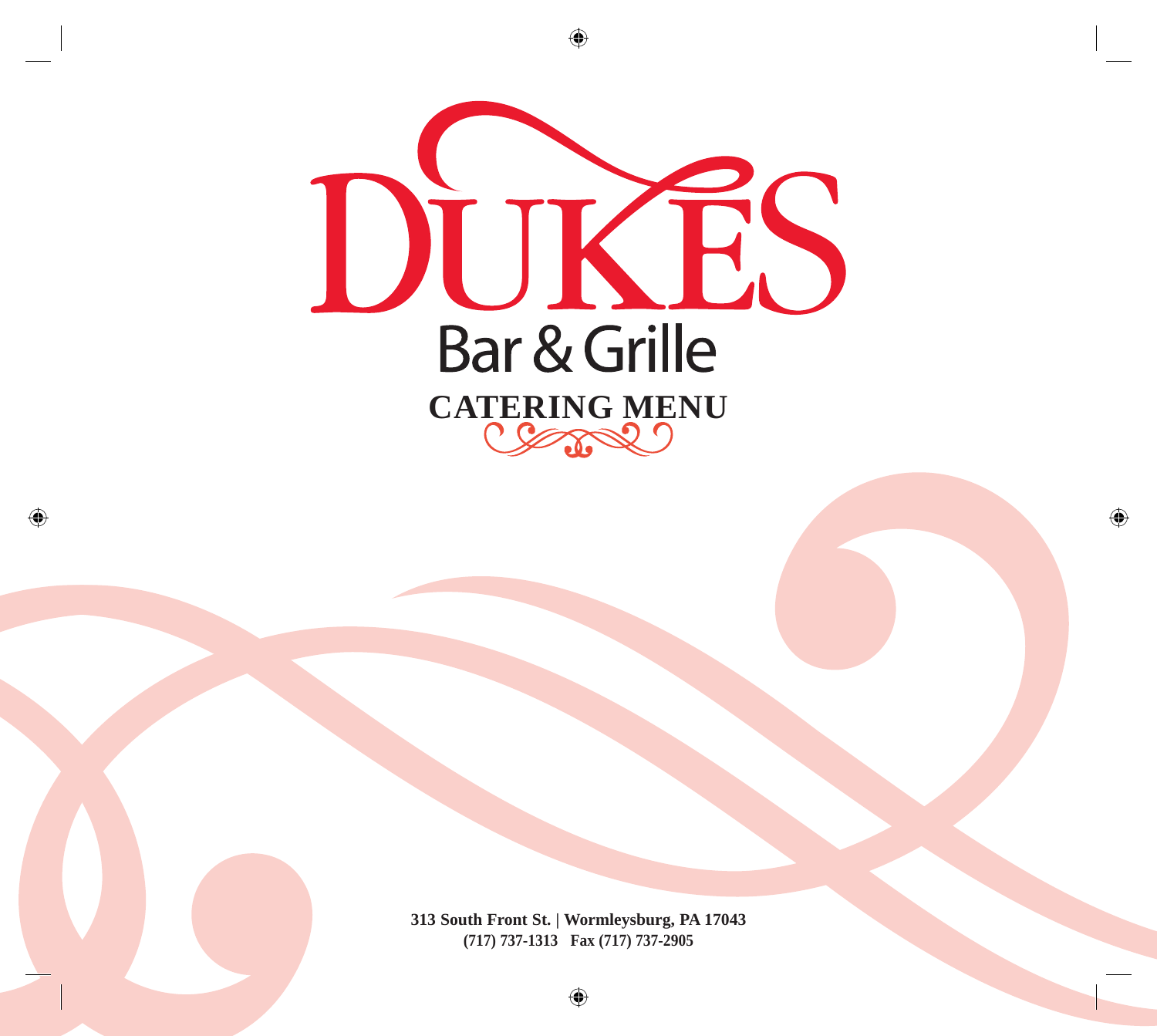# DUKES

## Bar & Grille

## CATERING MENU

**313 South Front St. | Wormleysburg, PA 17043**
**(717) 737-1313 Fax (717) 737-2905**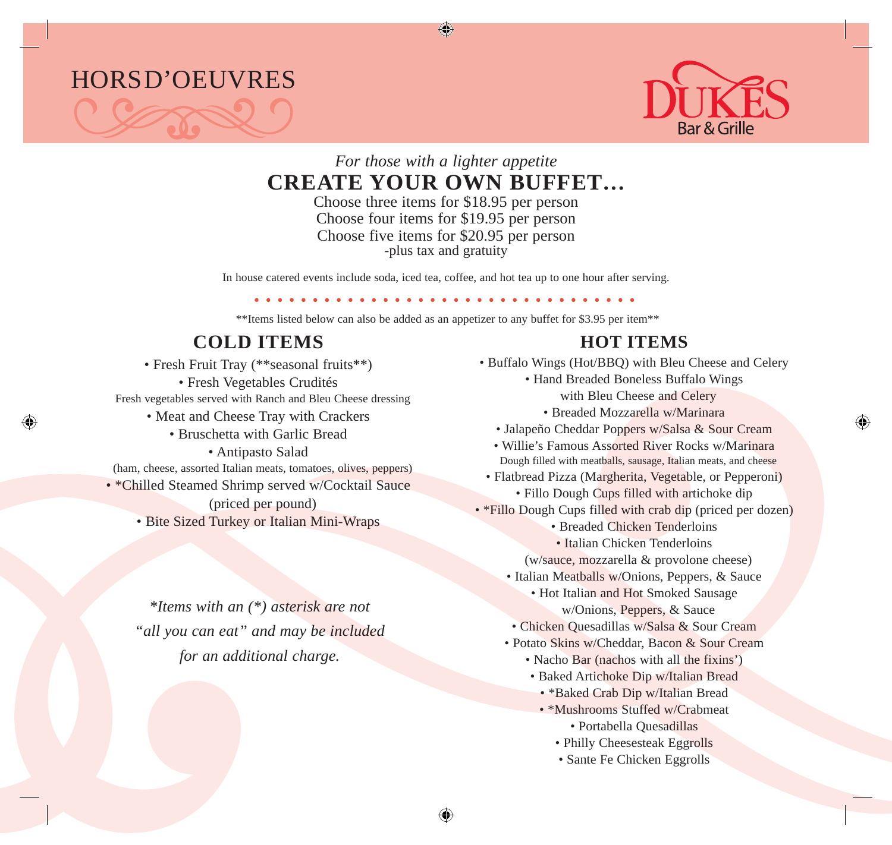# HORSD'OEUVRES

**DUKES** Bar & Grille

*For those with a lighter appetite*

## CREATE YOUR OWN BUFFET…

Choose three items for $18.95 per person
Choose four items for $19.95 per person
Choose five items for $20.95 per person
-plus tax and gratuity

In house catered events include soda, iced tea, coffee, and hot tea up to one hour after serving.

**Items listed below can also be added as an appetizer to any buffet for $3.95 per item**

### COLD ITEMS

- Fresh Fruit Tray (**seasonal fruits**)
- Fresh Vegetables Crudités
  Fresh vegetables served with Ranch and Bleu Cheese dressing
- Meat and Cheese Tray with Crackers
- Bruschetta with Garlic Bread
- Antipasto Salad
  (ham, cheese, assorted Italian meats, tomatoes, olives, peppers)
- *Chilled Steamed Shrimp served w/Cocktail Sauce (priced per pound)
- Bite Sized Turkey or Italian Mini-Wraps

*\*Items with an (\*) asterisk are not "all you can eat" and may be included for an additional charge.*

### HOT ITEMS

- Buffalo Wings (Hot/BBQ) with Bleu Cheese and Celery
- Hand Breaded Boneless Buffalo Wings with Bleu Cheese and Celery
- Breaded Mozzarella w/Marinara
- Jalapeño Cheddar Poppers w/Salsa & Sour Cream
- Willie's Famous Assorted River Rocks w/Marinara
  Dough filled with meatballs, sausage, Italian meats, and cheese
- Flatbread Pizza (Margherita, Vegetable, or Pepperoni)
- Fillo Dough Cups filled with artichoke dip
- *Fillo Dough Cups filled with crab dip (priced per dozen)
- Breaded Chicken Tenderloins
- Italian Chicken Tenderloins (w/sauce, mozzarella & provolone cheese)
- Italian Meatballs w/Onions, Peppers, & Sauce
- Hot Italian and Hot Smoked Sausage w/Onions, Peppers, & Sauce
- Chicken Quesadillas w/Salsa & Sour Cream
- Potato Skins w/Cheddar, Bacon & Sour Cream
- Nacho Bar (nachos with all the fixins')
- Baked Artichoke Dip w/Italian Bread
- *Baked Crab Dip w/Italian Bread
- *Mushrooms Stuffed w/Crabmeat
- Portabella Quesadillas
- Philly Cheesesteak Eggrolls
- Sante Fe Chicken Eggrolls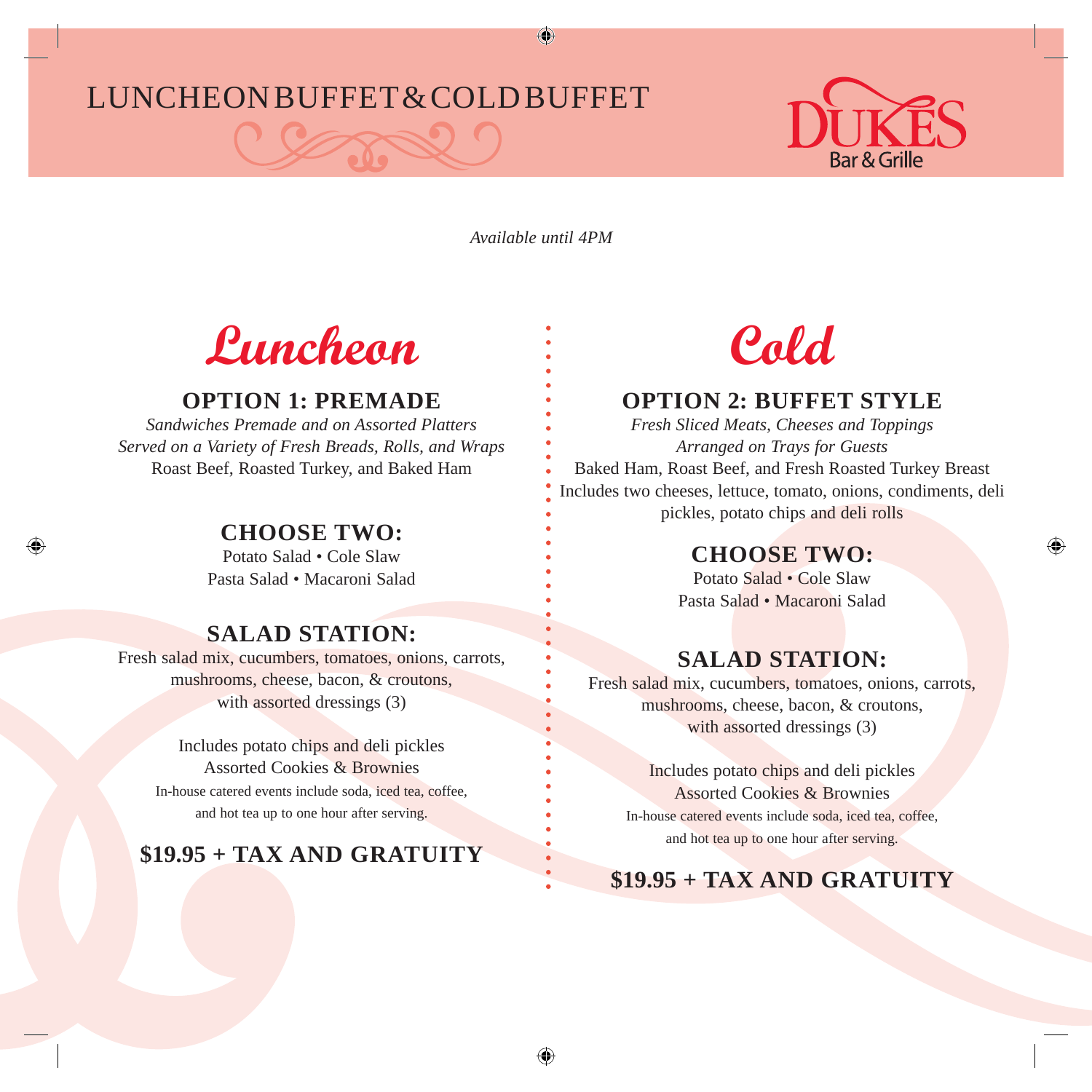# LUNCHEON BUFFET & COLD BUFFET

DUKES Bar & Grille

*Available until 4PM*

## Luncheon

### OPTION 1: PREMADE

*Sandwiches Premade and on Assorted Platters*
*Served on a Variety of Fresh Breads, Rolls, and Wraps*
Roast Beef, Roasted Turkey, and Baked Ham

### CHOOSE TWO:

Potato Salad • Cole Slaw
Pasta Salad • Macaroni Salad

### SALAD STATION:

Fresh salad mix, cucumbers, tomatoes, onions, carrots, mushrooms, cheese, bacon, & croutons, with assorted dressings (3)

Includes potato chips and deli pickles
Assorted Cookies & Brownies
In-house catered events include soda, iced tea, coffee, and hot tea up to one hour after serving.

**$19.95 + TAX AND GRATUITY**

## Cold

### OPTION 2: BUFFET STYLE

*Fresh Sliced Meats, Cheeses and Toppings*
*Arranged on Trays for Guests*
Baked Ham, Roast Beef, and Fresh Roasted Turkey Breast
Includes two cheeses, lettuce, tomato, onions, condiments, deli pickles, potato chips and deli rolls

### CHOOSE TWO:

Potato Salad • Cole Slaw
Pasta Salad • Macaroni Salad

### SALAD STATION:

Fresh salad mix, cucumbers, tomatoes, onions, carrots, mushrooms, cheese, bacon, & croutons, with assorted dressings (3)

Includes potato chips and deli pickles
Assorted Cookies & Brownies
In-house catered events include soda, iced tea, coffee, and hot tea up to one hour after serving.

**$19.95 + TAX AND GRATUITY**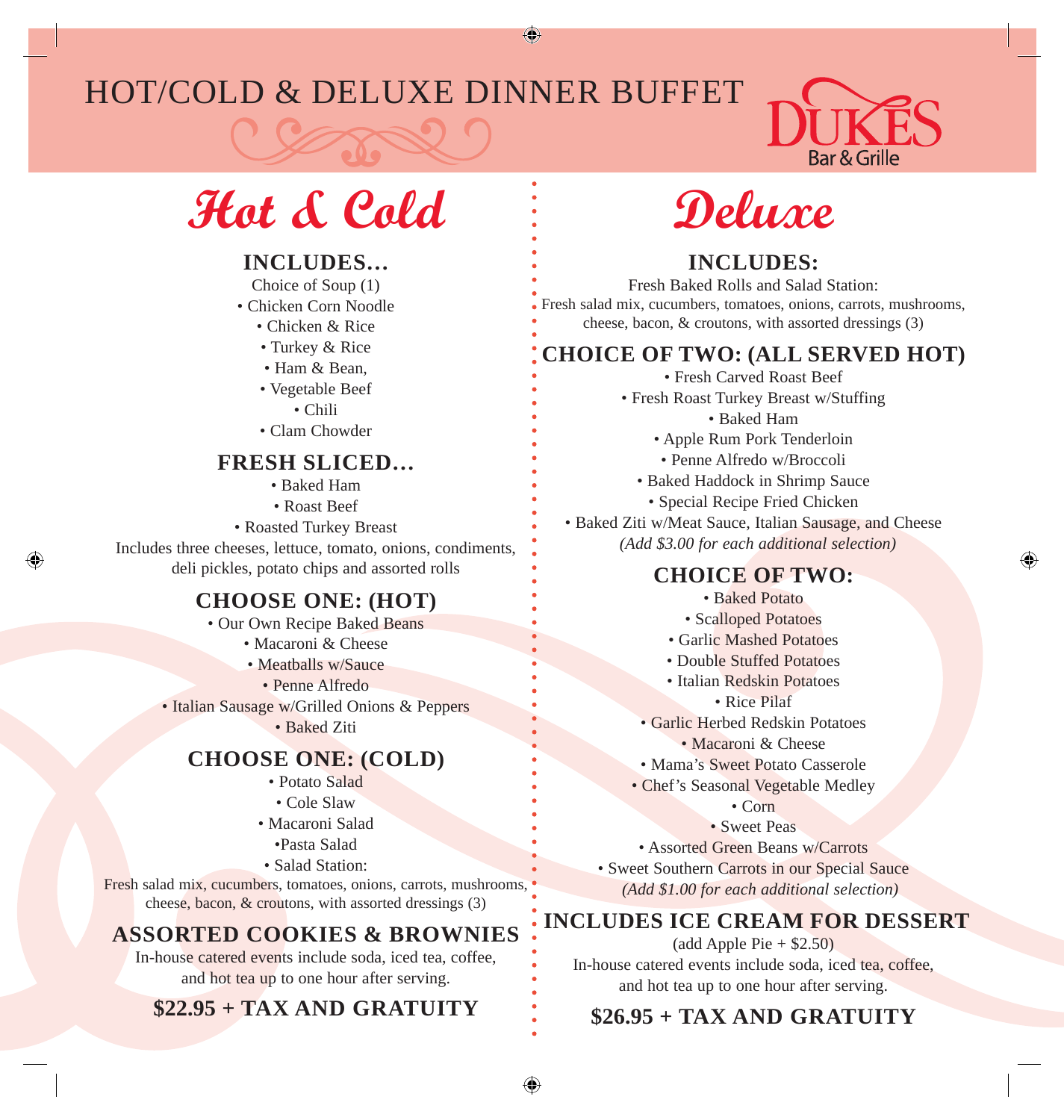# HOT/COLD & DELUXE DINNER BUFFET

DUKES Bar & Grille

## Hot & Cold

### INCLUDES…

Choice of Soup (1)

- Chicken Corn Noodle
- Chicken & Rice
- Turkey & Rice
- Ham & Bean,
- Vegetable Beef
- Chili
- Clam Chowder

### FRESH SLICED…

- Baked Ham
- Roast Beef
- Roasted Turkey Breast

Includes three cheeses, lettuce, tomato, onions, condiments, deli pickles, potato chips and assorted rolls

### CHOOSE ONE: (HOT)

- Our Own Recipe Baked Beans
- Macaroni & Cheese
- Meatballs w/Sauce
- Penne Alfredo
- Italian Sausage w/Grilled Onions & Peppers
- Baked Ziti

### CHOOSE ONE: (COLD)

- Potato Salad
- Cole Slaw
- Macaroni Salad
- Pasta Salad
- Salad Station:

Fresh salad mix, cucumbers, tomatoes, onions, carrots, mushrooms, cheese, bacon, & croutons, with assorted dressings (3)

### ASSORTED COOKIES & BROWNIES

In-house catered events include soda, iced tea, coffee, and hot tea up to one hour after serving.

**$22.95 + TAX AND GRATUITY**

## Deluxe

### INCLUDES:

Fresh Baked Rolls and Salad Station:
Fresh salad mix, cucumbers, tomatoes, onions, carrots, mushrooms, cheese, bacon, & croutons, with assorted dressings (3)

### CHOICE OF TWO: (ALL SERVED HOT)

- Fresh Carved Roast Beef
- Fresh Roast Turkey Breast w/Stuffing
- Baked Ham
- Apple Rum Pork Tenderloin
- Penne Alfredo w/Broccoli
- Baked Haddock in Shrimp Sauce
- Special Recipe Fried Chicken
- Baked Ziti w/Meat Sauce, Italian Sausage, and Cheese

*(Add $3.00 for each additional selection)*

### CHOICE OF TWO:

- Baked Potato
- Scalloped Potatoes
- Garlic Mashed Potatoes
- Double Stuffed Potatoes
- Italian Redskin Potatoes
- Rice Pilaf
- Garlic Herbed Redskin Potatoes
- Macaroni & Cheese
- Mama's Sweet Potato Casserole
- Chef's Seasonal Vegetable Medley
- Corn
- Sweet Peas
- Assorted Green Beans w/Carrots
- Sweet Southern Carrots in our Special Sauce

*(Add $1.00 for each additional selection)*

### INCLUDES ICE CREAM FOR DESSERT

(add Apple Pie + $2.50)

In-house catered events include soda, iced tea, coffee, and hot tea up to one hour after serving.

**$26.95 + TAX AND GRATUITY**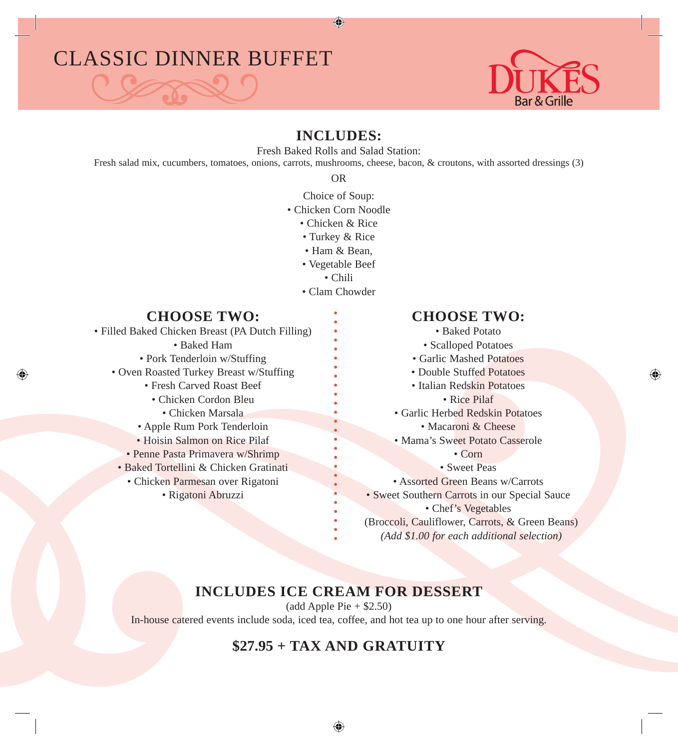# CLASSIC DINNER BUFFET

DUKES Bar & Grille

## INCLUDES:

Fresh Baked Rolls and Salad Station:
Fresh salad mix, cucumbers, tomatoes, onions, carrots, mushrooms, cheese, bacon, & croutons, with assorted dressings (3)

OR

Choice of Soup:

- Chicken Corn Noodle
- Chicken & Rice
- Turkey & Rice
- Ham & Bean,
- Vegetable Beef
- Chili
- Clam Chowder

## CHOOSE TWO:

- Filled Baked Chicken Breast (PA Dutch Filling)
- Baked Ham
- Pork Tenderloin w/Stuffing
- Oven Roasted Turkey Breast w/Stuffing
- Fresh Carved Roast Beef
- Chicken Cordon Bleu
- Chicken Marsala
- Apple Rum Pork Tenderloin
- Hoisin Salmon on Rice Pilaf
- Penne Pasta Primavera w/Shrimp
- Baked Tortellini & Chicken Gratinati
- Chicken Parmesan over Rigatoni
- Rigatoni Abruzzi

## CHOOSE TWO:

- Baked Potato
- Scalloped Potatoes
- Garlic Mashed Potatoes
- Double Stuffed Potatoes
- Italian Redskin Potatoes
- Rice Pilaf
- Garlic Herbed Redskin Potatoes
- Macaroni & Cheese
- Mama's Sweet Potato Casserole
- Corn
- Sweet Peas
- Assorted Green Beans w/Carrots
- Sweet Southern Carrots in our Special Sauce
- Chef's Vegetables (Broccoli, Cauliflower, Carrots, & Green Beans)

*(Add $1.00 for each additional selection)*

## INCLUDES ICE CREAM FOR DESSERT

(add Apple Pie + $2.50)

In-house catered events include soda, iced tea, coffee, and hot tea up to one hour after serving.

## $27.95 + TAX AND GRATUITY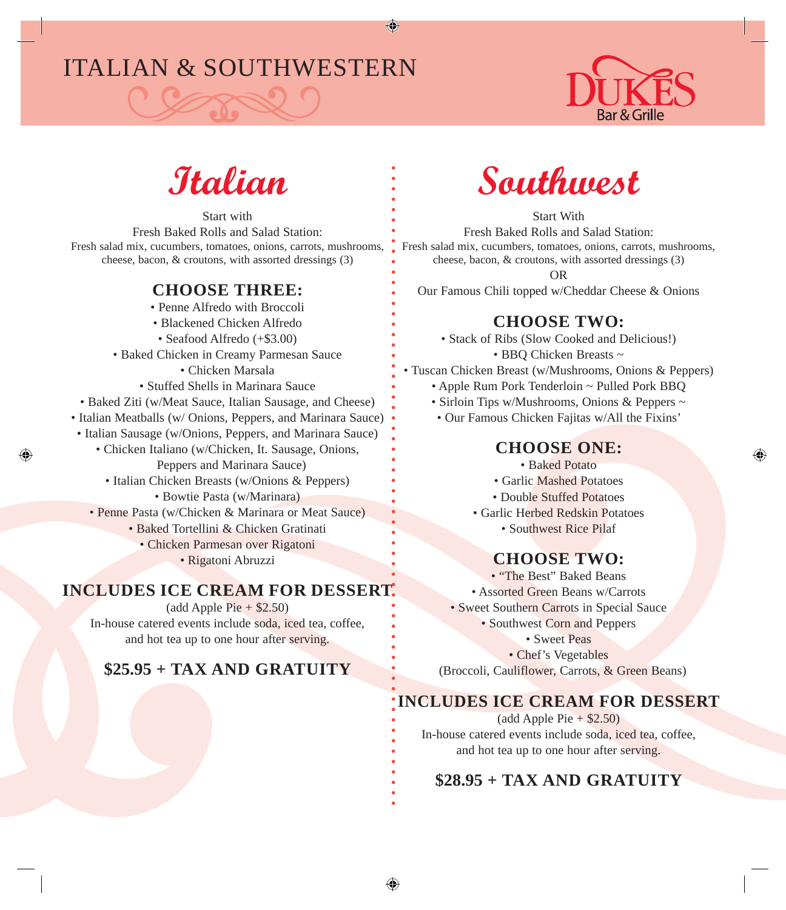# ITALIAN & SOUTHWESTERN

DUKES Bar & Grille

## Italian

Start with
Fresh Baked Rolls and Salad Station:
Fresh salad mix, cucumbers, tomatoes, onions, carrots, mushrooms, cheese, bacon, & croutons, with assorted dressings (3)

### CHOOSE THREE:

- Penne Alfredo with Broccoli
- Blackened Chicken Alfredo
- Seafood Alfredo (+$3.00)
- Baked Chicken in Creamy Parmesan Sauce
- Chicken Marsala
- Stuffed Shells in Marinara Sauce
- Baked Ziti (w/Meat Sauce, Italian Sausage, and Cheese)
- Italian Meatballs (w/ Onions, Peppers, and Marinara Sauce)
- Italian Sausage (w/Onions, Peppers, and Marinara Sauce)
- Chicken Italiano (w/Chicken, It. Sausage, Onions, Peppers and Marinara Sauce)
- Italian Chicken Breasts (w/Onions & Peppers)
- Bowtie Pasta (w/Marinara)
- Penne Pasta (w/Chicken & Marinara or Meat Sauce)
- Baked Tortellini & Chicken Gratinati
- Chicken Parmesan over Rigatoni
- Rigatoni Abruzzi

### INCLUDES ICE CREAM FOR DESSERT

(add Apple Pie + $2.50)
In-house catered events include soda, iced tea, coffee, and hot tea up to one hour after serving.

**$25.95 + TAX AND GRATUITY**

## Southwest

Start With
Fresh Baked Rolls and Salad Station:
Fresh salad mix, cucumbers, tomatoes, onions, carrots, mushrooms, cheese, bacon, & croutons, with assorted dressings (3)
OR
Our Famous Chili topped w/Cheddar Cheese & Onions

### CHOOSE TWO:

- Stack of Ribs (Slow Cooked and Delicious!)
- BBQ Chicken Breasts ~
- Tuscan Chicken Breast (w/Mushrooms, Onions & Peppers)
- Apple Rum Pork Tenderloin ~ Pulled Pork BBQ
- Sirloin Tips w/Mushrooms, Onions & Peppers ~
- Our Famous Chicken Fajitas w/All the Fixins'

### CHOOSE ONE:

- Baked Potato
- Garlic Mashed Potatoes
- Double Stuffed Potatoes
- Garlic Herbed Redskin Potatoes
- Southwest Rice Pilaf

### CHOOSE TWO:

- "The Best" Baked Beans
- Assorted Green Beans w/Carrots
- Sweet Southern Carrots in Special Sauce
- Southwest Corn and Peppers
- Sweet Peas
- Chef's Vegetables (Broccoli, Cauliflower, Carrots, & Green Beans)

### INCLUDES ICE CREAM FOR DESSERT

(add Apple Pie + $2.50)
In-house catered events include soda, iced tea, coffee, and hot tea up to one hour after serving.

**$28.95 + TAX AND GRATUITY**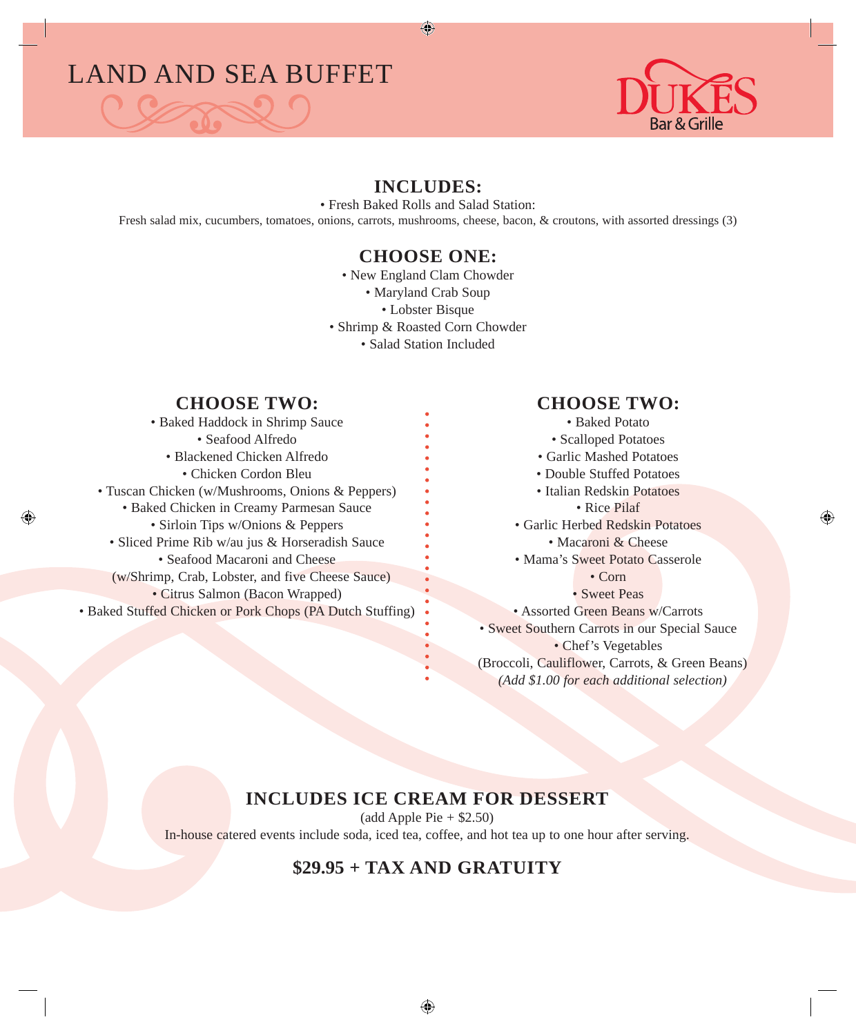# LAND AND SEA BUFFET

DUKES Bar & Grille

## INCLUDES:

• Fresh Baked Rolls and Salad Station:
Fresh salad mix, cucumbers, tomatoes, onions, carrots, mushrooms, cheese, bacon, & croutons, with assorted dressings (3)

## CHOOSE ONE:

• New England Clam Chowder
• Maryland Crab Soup
• Lobster Bisque
• Shrimp & Roasted Corn Chowder
• Salad Station Included

## CHOOSE TWO:

• Baked Haddock in Shrimp Sauce
• Seafood Alfredo
• Blackened Chicken Alfredo
• Chicken Cordon Bleu
• Tuscan Chicken (w/Mushrooms, Onions & Peppers)
• Baked Chicken in Creamy Parmesan Sauce
• Sirloin Tips w/Onions & Peppers
• Sliced Prime Rib w/au jus & Horseradish Sauce
• Seafood Macaroni and Cheese
(w/Shrimp, Crab, Lobster, and five Cheese Sauce)
• Citrus Salmon (Bacon Wrapped)
• Baked Stuffed Chicken or Pork Chops (PA Dutch Stuffing)

## CHOOSE TWO:

• Baked Potato
• Scalloped Potatoes
• Garlic Mashed Potatoes
• Double Stuffed Potatoes
• Italian Redskin Potatoes
• Rice Pilaf
• Garlic Herbed Redskin Potatoes
• Macaroni & Cheese
• Mama's Sweet Potato Casserole
• Corn
• Sweet Peas
• Assorted Green Beans w/Carrots
• Sweet Southern Carrots in our Special Sauce
• Chef's Vegetables
(Broccoli, Cauliflower, Carrots, & Green Beans)
*(Add $1.00 for each additional selection)*

## INCLUDES ICE CREAM FOR DESSERT

(add Apple Pie + $2.50)
In-house catered events include soda, iced tea, coffee, and hot tea up to one hour after serving.

## $29.95 + TAX AND GRATUITY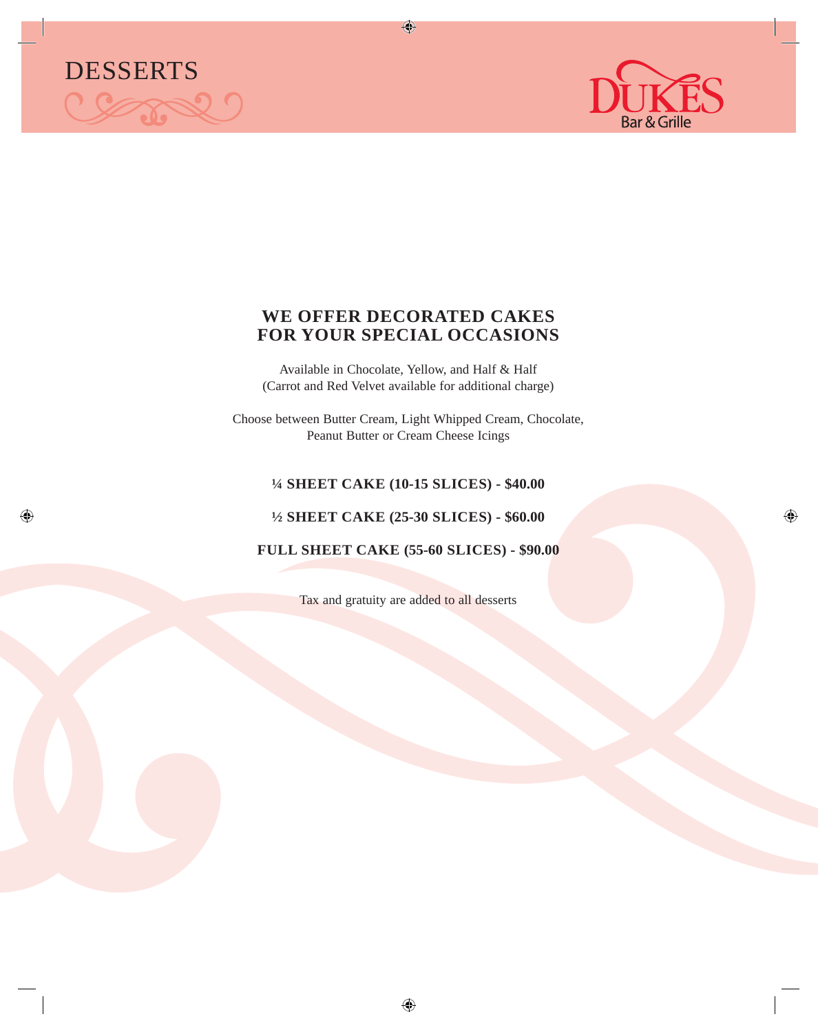# DESSERTS

**DUKES Bar & Grille**

## WE OFFER DECORATED CAKES FOR YOUR SPECIAL OCCASIONS

Available in Chocolate, Yellow, and Half & Half
(Carrot and Red Velvet available for additional charge)

Choose between Butter Cream, Light Whipped Cream, Chocolate,
Peanut Butter or Cream Cheese Icings

**¼ SHEET CAKE (10-15 SLICES) - $40.00**

**½ SHEET CAKE (25-30 SLICES) - $60.00**

**FULL SHEET CAKE (55-60 SLICES) - $90.00**

Tax and gratuity are added to all desserts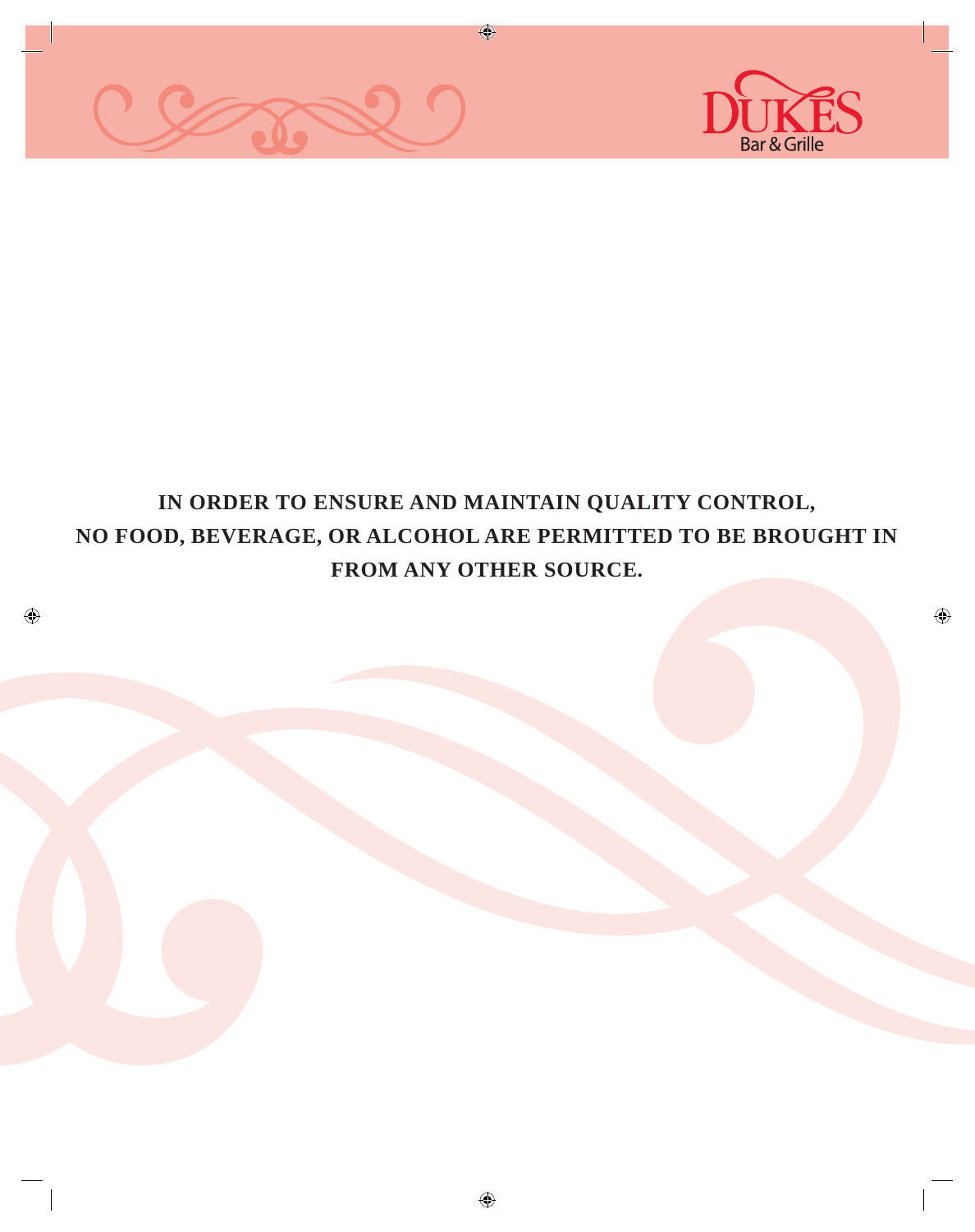DUKES Bar & Grille

**IN ORDER TO ENSURE AND MAINTAIN QUALITY CONTROL,**
**NO FOOD, BEVERAGE, OR ALCOHOL ARE PERMITTED TO BE BROUGHT IN**
**FROM ANY OTHER SOURCE.**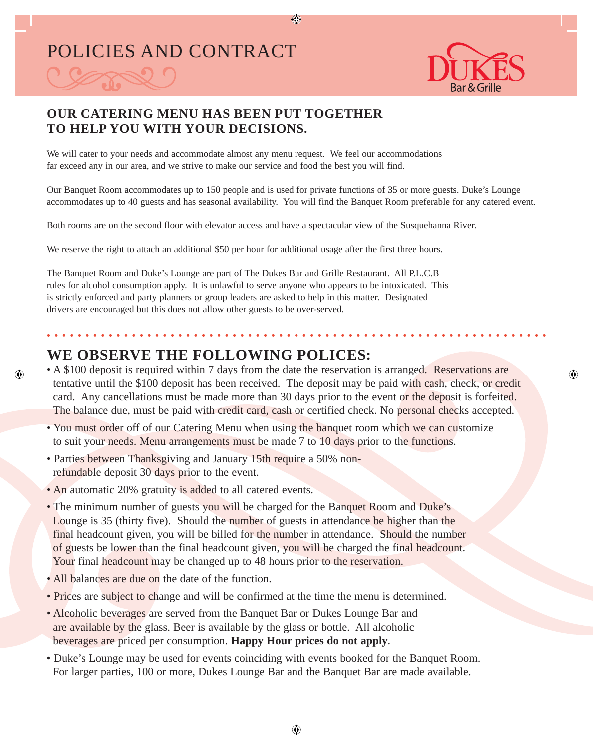# POLICIES AND CONTRACT

DUKES Bar & Grille

## OUR CATERING MENU HAS BEEN PUT TOGETHER TO HELP YOU WITH YOUR DECISIONS.

We will cater to your needs and accommodate almost any menu request. We feel our accommodations far exceed any in our area, and we strive to make our service and food the best you will find.

Our Banquet Room accommodates up to 150 people and is used for private functions of 35 or more guests. Duke's Lounge accommodates up to 40 guests and has seasonal availability. You will find the Banquet Room preferable for any catered event.

Both rooms are on the second floor with elevator access and have a spectacular view of the Susquehanna River.

We reserve the right to attach an additional $50 per hour for additional usage after the first three hours.

The Banquet Room and Duke's Lounge are part of The Dukes Bar and Grille Restaurant. All P.L.C.B rules for alcohol consumption apply. It is unlawful to serve anyone who appears to be intoxicated. This is strictly enforced and party planners or group leaders are asked to help in this matter. Designated drivers are encouraged but this does not allow other guests to be over-served.

## WE OBSERVE THE FOLLOWING POLICES:

- A $100 deposit is required within 7 days from the date the reservation is arranged. Reservations are tentative until the $100 deposit has been received. The deposit may be paid with cash, check, or credit card. Any cancellations must be made more than 30 days prior to the event or the deposit is forfeited. The balance due, must be paid with credit card, cash or certified check. No personal checks accepted.
- You must order off of our Catering Menu when using the banquet room which we can customize to suit your needs. Menu arrangements must be made 7 to 10 days prior to the functions.
- Parties between Thanksgiving and January 15th require a 50% non-refundable deposit 30 days prior to the event.
- An automatic 20% gratuity is added to all catered events.
- The minimum number of guests you will be charged for the Banquet Room and Duke's Lounge is 35 (thirty five). Should the number of guests in attendance be higher than the final headcount given, you will be billed for the number in attendance. Should the number of guests be lower than the final headcount given, you will be charged the final headcount. Your final headcount may be changed up to 48 hours prior to the reservation.
- All balances are due on the date of the function.
- Prices are subject to change and will be confirmed at the time the menu is determined.
- Alcoholic beverages are served from the Banquet Bar or Dukes Lounge Bar and are available by the glass. Beer is available by the glass or bottle. All alcoholic beverages are priced per consumption. **Happy Hour prices do not apply**.
- Duke's Lounge may be used for events coinciding with events booked for the Banquet Room. For larger parties, 100 or more, Dukes Lounge Bar and the Banquet Bar are made available.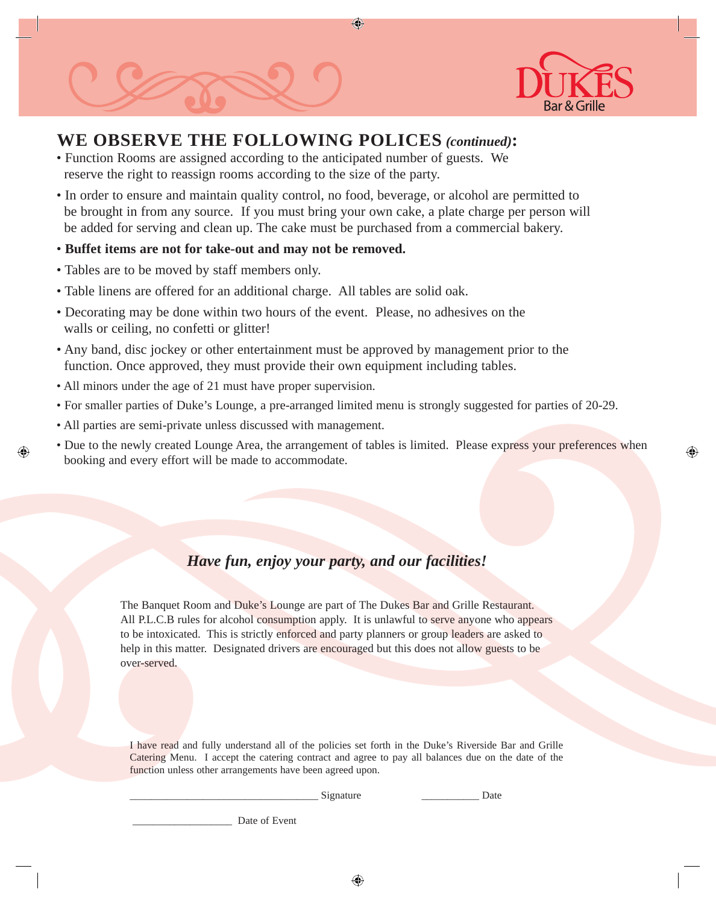DUKES Bar & Grille

## WE OBSERVE THE FOLLOWING POLICES *(continued)*:

- Function Rooms are assigned according to the anticipated number of guests. We reserve the right to reassign rooms according to the size of the party.
- In order to ensure and maintain quality control, no food, beverage, or alcohol are permitted to be brought in from any source. If you must bring your own cake, a plate charge per person will be added for serving and clean up. The cake must be purchased from a commercial bakery.
- **Buffet items are not for take-out and may not be removed.**
- Tables are to be moved by staff members only.
- Table linens are offered for an additional charge. All tables are solid oak.
- Decorating may be done within two hours of the event. Please, no adhesives on the walls or ceiling, no confetti or glitter!
- Any band, disc jockey or other entertainment must be approved by management prior to the function. Once approved, they must provide their own equipment including tables.
- All minors under the age of 21 must have proper supervision.
- For smaller parties of Duke's Lounge, a pre-arranged limited menu is strongly suggested for parties of 20-29.
- All parties are semi-private unless discussed with management.
- Due to the newly created Lounge Area, the arrangement of tables is limited. Please express your preferences when booking and every effort will be made to accommodate.

***Have fun, enjoy your party, and our facilities!***

The Banquet Room and Duke's Lounge are part of The Dukes Bar and Grille Restaurant. All P.L.C.B rules for alcohol consumption apply. It is unlawful to serve anyone who appears to be intoxicated. This is strictly enforced and party planners or group leaders are asked to help in this matter. Designated drivers are encouraged but this does not allow guests to be over-served.

I have read and fully understand all of the policies set forth in the Duke's Riverside Bar and Grille Catering Menu. I accept the catering contract and agree to pay all balances due on the date of the function unless other arrangements have been agreed upon.

__________________________________ Signature          ___________ Date

__________________ Date of Event